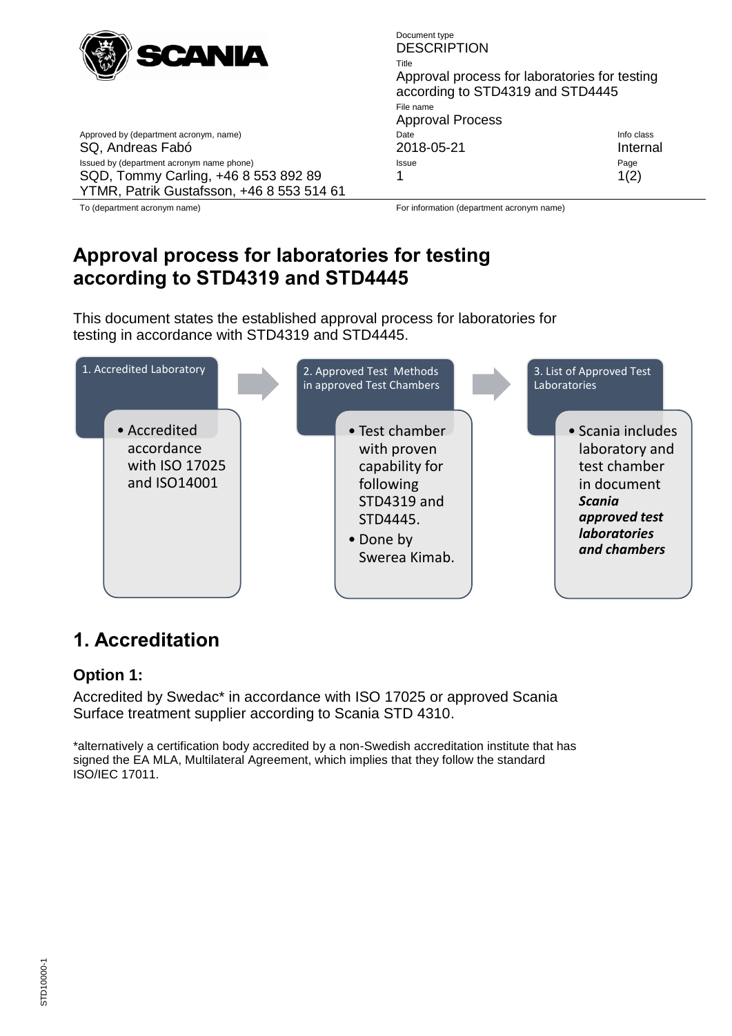| Document type | | |
|---|---|---|
| **DESCRIPTION** | | |
| Title | | |
| Approval process for laboratories for testing according to STD4319 and STD4445 | | |
| File name | | |
| Approval Process | | |
| Approved by (department acronym, name) | Date | Info class |
| SQ, Andreas Fabó | 2018-05-21 | Internal |
| Issued by (department acronym name phone) | Issue | |
| SQD, Tommy Carling, +46 8 553 892 89<br>YTMR, Patrik Gustafsson, +46 8 553 514 61 | 1 | |
| To (department acronym name) | For information (department acronym name) | |

# Approval process for laboratories for testing according to STD4319 and STD4445

This document states the established approval process for laboratories for testing in accordance with STD4319 and STD4445.

**1. Accredited Laboratory**
- Accredited accordance with ISO 17025 and ISO14001

→

**2. Approved Test Methods in approved Test Chambers**
- Test chamber with proven capability for following STD4319 and STD4445.
- Done by Swerea Kimab.

→

**3. List of Approved Test Laboratories**
- Scania includes laboratory and test chamber in document ***Scania approved test laboratories and chambers***

## 1. Accreditation

### Option 1:

Accredited by Swedac* in accordance with ISO 17025 or approved Scania Surface treatment supplier according to Scania STD 4310.

*alternatively a certification body accredited by a non-Swedish accreditation institute that has signed the EA MLA, Multilateral Agreement, which implies that they follow the standard ISO/IEC 17011.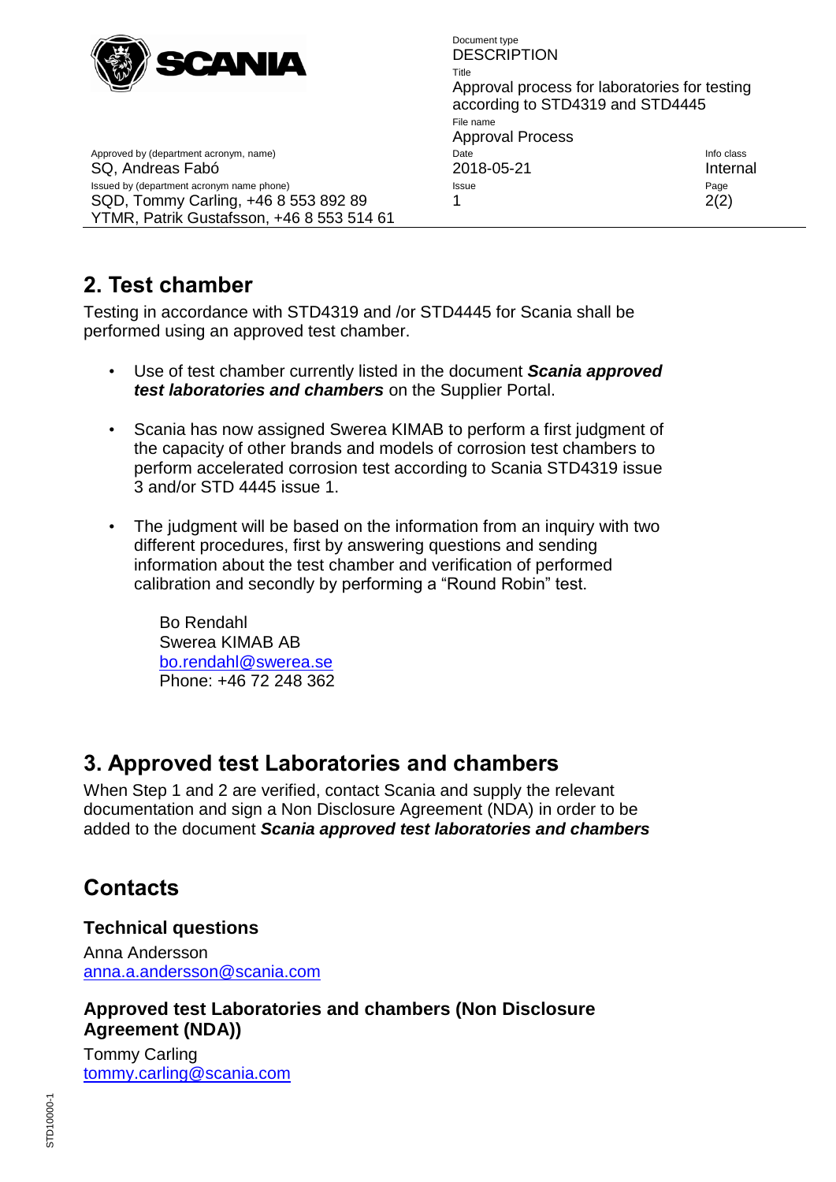## 2. Test chamber

Testing in accordance with STD4319 and /or STD4445 for Scania shall be performed using an approved test chamber.

- Use of test chamber currently listed in the document ***Scania approved test laboratories and chambers*** on the Supplier Portal.
- Scania has now assigned Swerea KIMAB to perform a first judgment of the capacity of other brands and models of corrosion test chambers to perform accelerated corrosion test according to Scania STD4319 issue 3 and/or STD 4445 issue 1.
- The judgment will be based on the information from an inquiry with two different procedures, first by answering questions and sending information about the test chamber and verification of performed calibration and secondly by performing a "Round Robin" test.

  Bo Rendahl
  Swerea KIMAB AB
  bo.rendahl@swerea.se
  Phone: +46 72 248 362

## 3. Approved test Laboratories and chambers

When Step 1 and 2 are verified, contact Scania and supply the relevant documentation and sign a Non Disclosure Agreement (NDA) in order to be added to the document ***Scania approved test laboratories and chambers***

## Contacts

### Technical questions

Anna Andersson
anna.a.andersson@scania.com

### Approved test Laboratories and chambers (Non Disclosure Agreement (NDA))

Tommy Carling
tommy.carling@scania.com